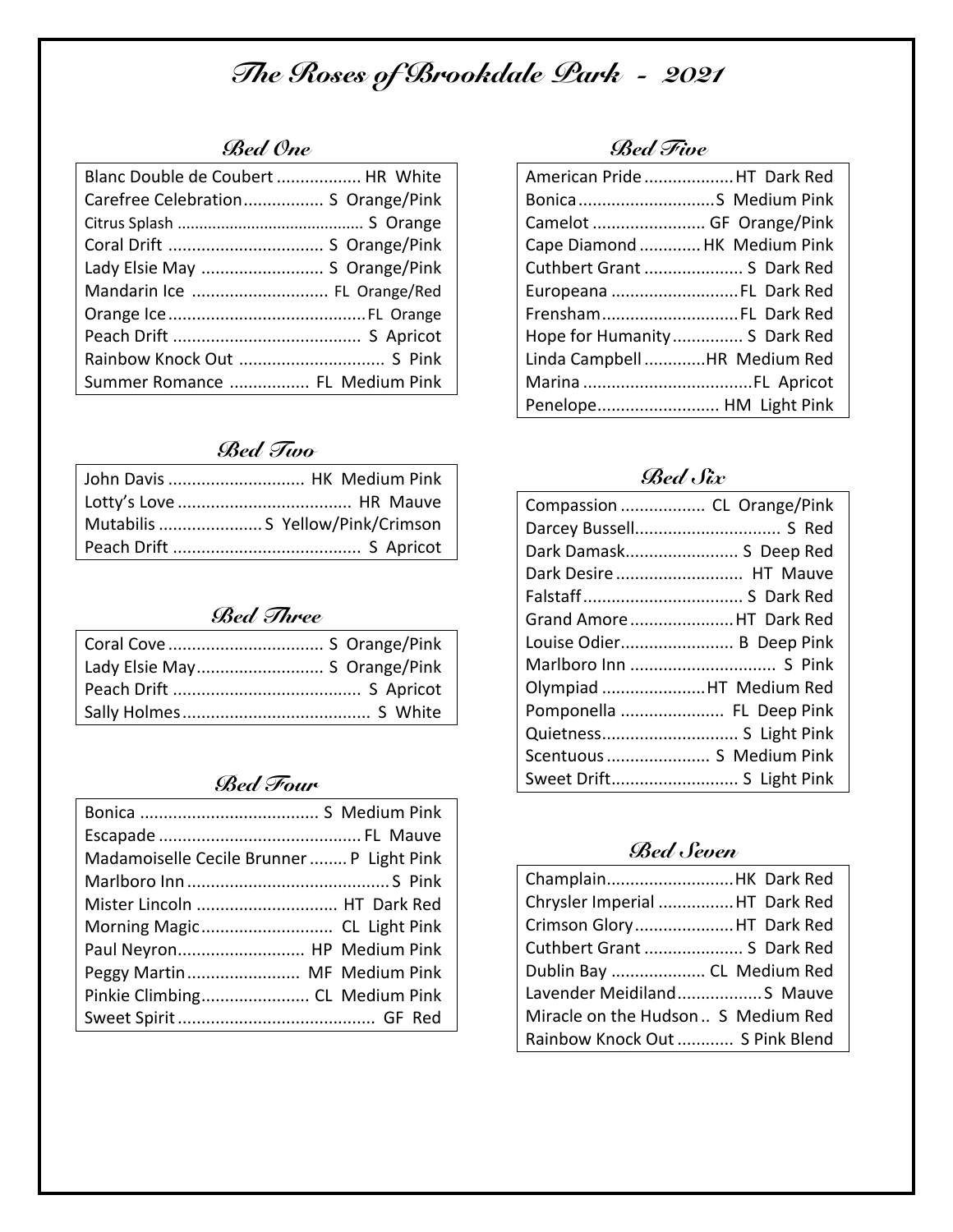# The Roses of Brookdale Park - 2021

## Bed One

| Rose | Type | Color |
|---|---|---|
| Blanc Double de Coubert | HR | White |
| Carefree Celebration | S | Orange/Pink |
| Citrus Splash | S | Orange |
| Coral Drift | S | Orange/Pink |
| Lady Elsie May | S | Orange/Pink |
| Mandarin Ice | FL | Orange/Red |
| Orange Ice | FL | Orange |
| Peach Drift | S | Apricot |
| Rainbow Knock Out | S | Pink |
| Summer Romance | FL | Medium Pink |

## Bed Two

| Rose | Type | Color |
|---|---|---|
| John Davis | HK | Medium Pink |
| Lotty's Love | HR | Mauve |
| Mutabilis | S | Yellow/Pink/Crimson |
| Peach Drift | S | Apricot |

## Bed Three

| Rose | Type | Color |
|---|---|---|
| Coral Cove | S | Orange/Pink |
| Lady Elsie May | S | Orange/Pink |
| Peach Drift | S | Apricot |
| Sally Holmes | S | White |

## Bed Four

| Rose | Type | Color |
|---|---|---|
| Bonica | S | Medium Pink |
| Escapade | FL | Mauve |
| Madamoiselle Cecile Brunner | P | Light Pink |
| Marlboro Inn | S | Pink |
| Mister Lincoln | HT | Dark Red |
| Morning Magic | CL | Light Pink |
| Paul Neyron | HP | Medium Pink |
| Peggy Martin | MF | Medium Pink |
| Pinkie Climbing | CL | Medium Pink |
| Sweet Spirit | GF | Red |

## Bed Five

| Rose | Type | Color |
|---|---|---|
| American Pride | HT | Dark Red |
| Bonica | S | Medium Pink |
| Camelot | GF | Orange/Pink |
| Cape Diamond | HK | Medium Pink |
| Cuthbert Grant | S | Dark Red |
| Europeana | FL | Dark Red |
| Frensham | FL | Dark Red |
| Hope for Humanity | S | Dark Red |
| Linda Campbell | HR | Medium Red |
| Marina | FL | Apricot |
| Penelope | HM | Light Pink |

## Bed Six

| Rose | Type | Color |
|---|---|---|
| Compassion | CL | Orange/Pink |
| Darcey Bussell | S | Red |
| Dark Damask | S | Deep Red |
| Dark Desire | HT | Mauve |
| Falstaff | S | Dark Red |
| Grand Amore | HT | Dark Red |
| Louise Odier | B | Deep Pink |
| Marlboro Inn | S | Pink |
| Olympiad | HT | Medium Red |
| Pomponella | FL | Deep Pink |
| Quietness | S | Light Pink |
| Scentuous | S | Medium Pink |
| Sweet Drift | S | Light Pink |

## Bed Seven

| Rose | Type | Color |
|---|---|---|
| Champlain | HK | Dark Red |
| Chrysler Imperial | HT | Dark Red |
| Crimson Glory | HT | Dark Red |
| Cuthbert Grant | S | Dark Red |
| Dublin Bay | CL | Medium Red |
| Lavender Meidiland | S | Mauve |
| Miracle on the Hudson | S | Medium Red |
| Rainbow Knock Out | S | Pink Blend |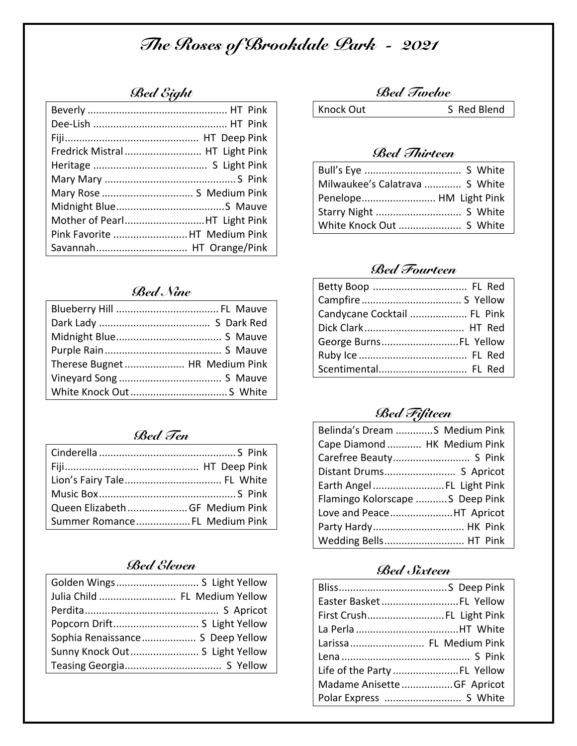# The Roses of Brookdale Park - 2021

## Bed Eight

| Rose | Type | Color |
|---|---|---|
| Beverly | HT | Pink |
| Dee-Lish | HT | Pink |
| Fiji | HT | Deep Pink |
| Fredrick Mistral | HT | Light Pink |
| Heritage | S | Light Pink |
| Mary Mary | S | Pink |
| Mary Rose | S | Medium Pink |
| Midnight Blue | S | Mauve |
| Mother of Pearl | HT | Light Pink |
| Pink Favorite | HT | Medium Pink |
| Savannah | HT | Orange/Pink |

## Bed Nine

| Rose | Type | Color |
|---|---|---|
| Blueberry Hill | FL | Mauve |
| Dark Lady | S | Dark Red |
| Midnight Blue | S | Mauve |
| Purple Rain | S | Mauve |
| Therese Bugnet | HR | Medium Pink |
| Vineyard Song | S | Mauve |
| White Knock Out | S | White |

## Bed Ten

| Rose | Type | Color |
|---|---|---|
| Cinderella | S | Pink |
| Fiji | HT | Deep Pink |
| Lion's Fairy Tale | FL | White |
| Music Box | S | Pink |
| Queen Elizabeth | GF | Medium Pink |
| Summer Romance | FL | Medium Pink |

## Bed Eleven

| Rose | Type | Color |
|---|---|---|
| Golden Wings | S | Light Yellow |
| Julia Child | FL | Medium Yellow |
| Perdita | S | Apricot |
| Popcorn Drift | S | Light Yellow |
| Sophia Renaissance | S | Deep Yellow |
| Sunny Knock Out | S | Light Yellow |
| Teasing Georgia | S | Yellow |

## Bed Twelve

| Rose | Type | Color |
|---|---|---|
| Knock Out | S | Red Blend |

## Bed Thirteen

| Rose | Type | Color |
|---|---|---|
| Bull's Eye | S | White |
| Milwaukee's Calatrava | S | White |
| Penelope | HM | Light Pink |
| Starry Night | S | White |
| White Knock Out | S | White |

## Bed Fourteen

| Rose | Type | Color |
|---|---|---|
| Betty Boop | FL | Red |
| Campfire | S | Yellow |
| Candycane Cocktail | FL | Pink |
| Dick Clark | HT | Red |
| George Burns | FL | Yellow |
| Ruby Ice | FL | Red |
| Scentimental | FL | Red |

## Bed Fifteen

| Rose | Type | Color |
|---|---|---|
| Belinda's Dream | S | Medium Pink |
| Cape Diamond | HK | Medium Pink |
| Carefree Beauty | S | Pink |
| Distant Drums | S | Apricot |
| Earth Angel | FL | Light Pink |
| Flamingo Kolorscape | S | Deep Pink |
| Love and Peace | HT | Apricot |
| Party Hardy | HK | Pink |
| Wedding Bells | HT | Pink |

## Bed Sixteen

| Rose | Type | Color |
|---|---|---|
| Bliss | S | Deep Pink |
| Easter Basket | FL | Yellow |
| First Crush | FL | Light Pink |
| La Perla | HT | White |
| Larissa | FL | Medium Pink |
| Lena | S | Pink |
| Life of the Party | FL | Yellow |
| Madame Anisette | GF | Apricot |
| Polar Express | S | White |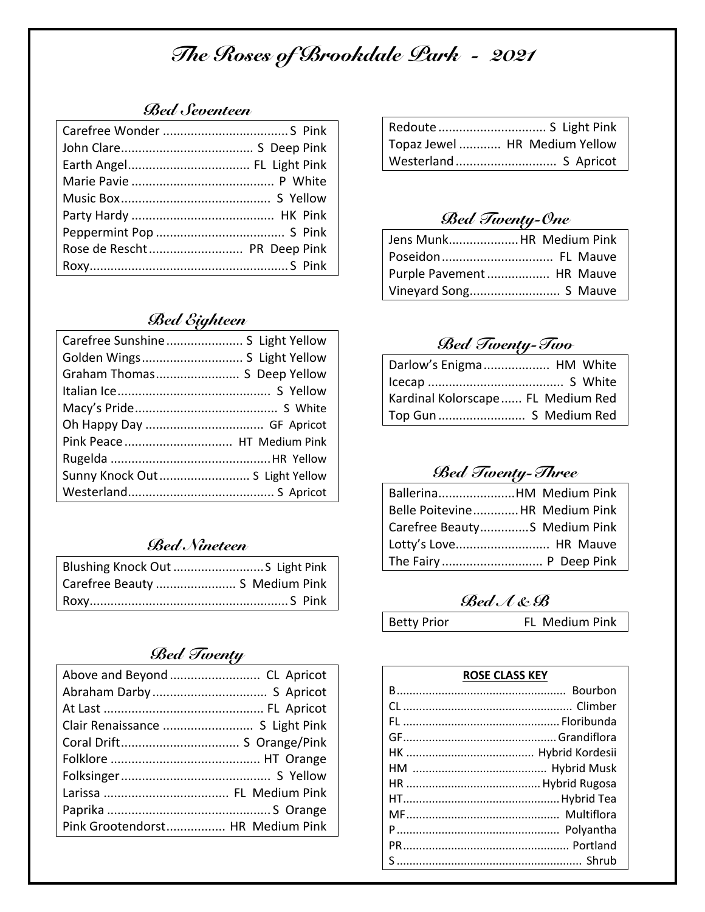# The Roses of Brookdale Park - 2021

## Bed Seventeen

| | |
|---|---|
| Carefree Wonder | S Pink |
| John Clare | S Deep Pink |
| Earth Angel | FL Light Pink |
| Marie Pavie | P White |
| Music Box | S Yellow |
| Party Hardy | HK Pink |
| Peppermint Pop | S Pink |
| Rose de Rescht | PR Deep Pink |
| Roxy | S Pink |

## Bed Eighteen

| | |
|---|---|
| Carefree Sunshine | S Light Yellow |
| Golden Wings | S Light Yellow |
| Graham Thomas | S Deep Yellow |
| Italian Ice | S Yellow |
| Macy's Pride | S White |
| Oh Happy Day | GF Apricot |
| Pink Peace | HT Medium Pink |
| Rugelda | HR Yellow |
| Sunny Knock Out | S Light Yellow |
| Westerland | S Apricot |

## Bed Nineteen

| | |
|---|---|
| Blushing Knock Out | S Light Pink |
| Carefree Beauty | S Medium Pink |
| Roxy | S Pink |

## Bed Twenty

| | |
|---|---|
| Above and Beyond | CL Apricot |
| Abraham Darby | S Apricot |
| At Last | FL Apricot |
| Clair Renaissance | S Light Pink |
| Coral Drift | S Orange/Pink |
| Folklore | HT Orange |
| Folksinger | S Yellow |
| Larissa | FL Medium Pink |
| Paprika | S Orange |
| Pink Grootendorst | HR Medium Pink |
| Redoute | S Light Pink |
| Topaz Jewel | HR Medium Yellow |
| Westerland | S Apricot |

## Bed Twenty-One

| | |
|---|---|
| Jens Munk | HR Medium Pink |
| Poseidon | FL Mauve |
| Purple Pavement | HR Mauve |
| Vineyard Song | S Mauve |

## Bed Twenty-Two

| | |
|---|---|
| Darlow's Enigma | HM White |
| Icecap | S White |
| Kardinal Kolorscape | FL Medium Red |
| Top Gun | S Medium Red |

## Bed Twenty-Three

| | |
|---|---|
| Ballerina | HM Medium Pink |
| Belle Poitevine | HR Medium Pink |
| Carefree Beauty | S Medium Pink |
| Lotty's Love | HR Mauve |
| The Fairy | P Deep Pink |

## Bed A & B

| | |
|---|---|
| Betty Prior | FL Medium Pink |

**ROSE CLASS KEY**

| | |
|---|---|
| B | Bourbon |
| CL | Climber |
| FL | Floribunda |
| GF | Grandiflora |
| HK | Hybrid Kordesii |
| HM | Hybrid Musk |
| HR | Hybrid Rugosa |
| HT | Hybrid Tea |
| MF | Multiflora |
| P | Polyantha |
| PR | Portland |
| S | Shrub |